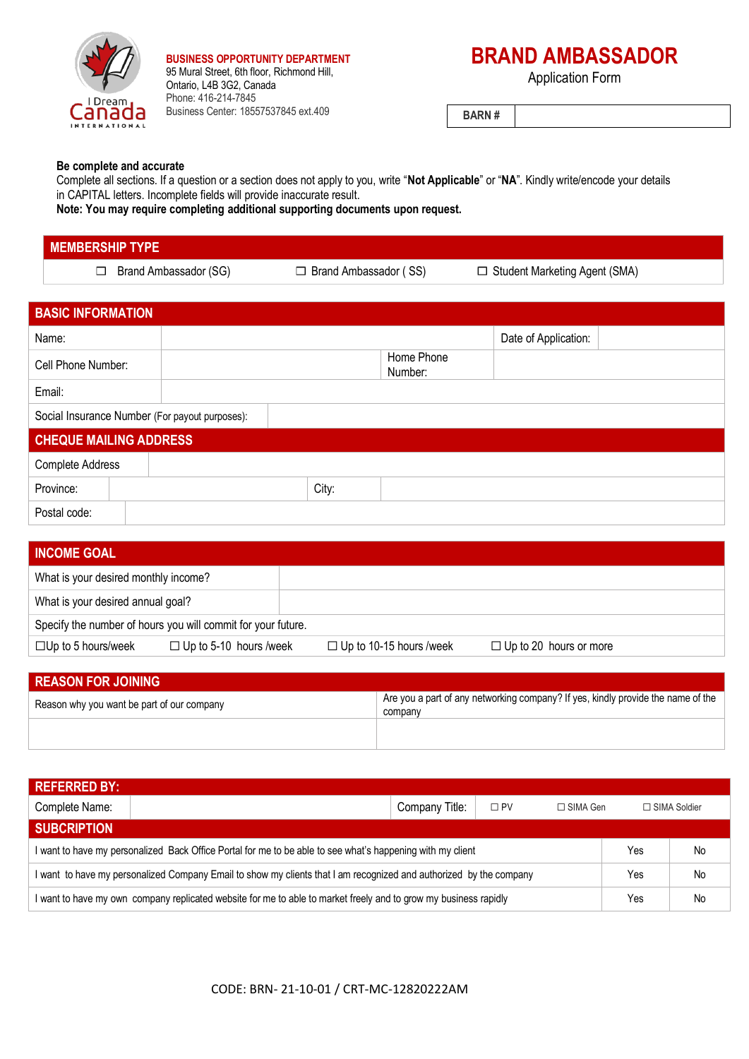**BUSINESS OPPORTUNITY DEPARTMENT**
95 Mural Street, 6th floor, Richmond Hill,
Ontario, L4B 3G2, Canada
Phone: 416-214-7845
Business Center: 18557537845 ext.409

# BRAND AMBASSADOR

Application Form

| BARN # | |
|---|---|

**Be complete and accurate**
Complete all sections. If a question or a section does not apply to you, write "**Not Applicable**" or "**NA**". Kindly write/encode your details in CAPITAL letters. Incomplete fields will provide inaccurate result.
**Note: You may require completing additional supporting documents upon request.**

## MEMBERSHIP TYPE

☐ Brand Ambassador (SG) ☐ Brand Ambassador ( SS) ☐ Student Marketing Agent (SMA)

## BASIC INFORMATION

| | | | |
|---|---|---|---|
| Name: | | Date of Application: | |
| Cell Phone Number: | | Home Phone Number: | |
| Email: | | | |
| Social Insurance Number (For payout purposes): | | | |

## CHEQUE MAILING ADDRESS

| | | | |
|---|---|---|---|
| Complete Address | | | |
| Province: | | City: | |
| Postal code: | | | |

## INCOME GOAL

| | |
|---|---|
| What is your desired monthly income? | |
| What is your desired annual goal? | |

Specify the number of hours you will commit for your future.

☐Up to 5 hours/week ☐ Up to 5-10 hours /week ☐ Up to 10-15 hours /week ☐ Up to 20 hours or more

## REASON FOR JOINING

| Reason why you want be part of our company | Are you a part of any networking company? If yes, kindly provide the name of the company |
|---|---|
| | |

## REFERRED BY:

| | | | | | |
|---|---|---|---|---|---|
| Complete Name: | | Company Title: | ☐ PV | ☐ SIMA Gen | ☐ SIMA Soldier |

## SUBCRIPTION

| | | |
|---|---|---|
| I want to have my personalized Back Office Portal for me to be able to see what's happening with my client | Yes | No |
| I want to have my personalized Company Email to show my clients that I am recognized and authorized by the company | Yes | No |
| I want to have my own company replicated website for me to able to market freely and to grow my business rapidly | Yes | No |

CODE: BRN- 21-10-01 / CRT-MC-12820222AM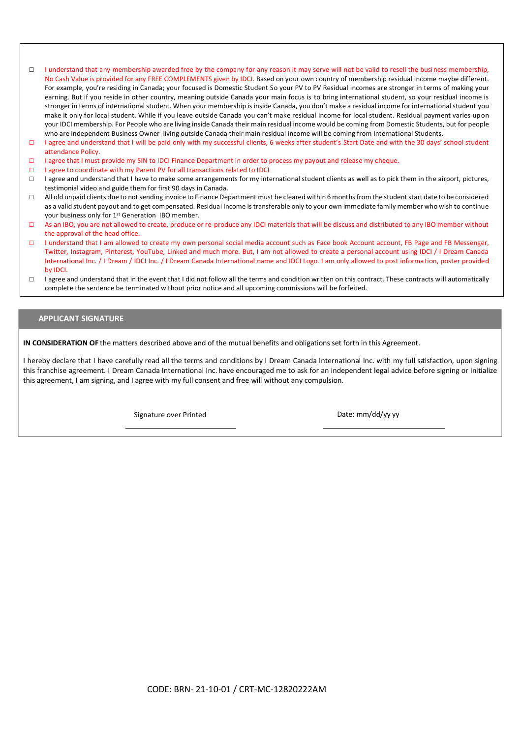- ☐ I understand that any membership awarded free by the company for any reason it may serve will not be valid to resell the business membership, No Cash Value is provided for any FREE COMPLEMENTS given by IDCI. Based on your own country of membership residual income maybe different. For example, you're residing in Canada; your focused is Domestic Student So your PV to PV Residual incomes are stronger in terms of making your earning. But if you reside in other country, meaning outside Canada your main focus is to bring international student, so your residual income is stronger in terms of international student. When your membership is inside Canada, you don't make a residual income for international student you make it only for local student. While if you leave outside Canada you can't make residual income for local student. Residual payment varies upon your IDCI membership. For People who are living inside Canada their main residual income would be coming from Domestic Students, but for people who are independent Business Owner living outside Canada their main residual income will be coming from International Students.
- ☐ I agree and understand that I will be paid only with my successful clients, 6 weeks after student's Start Date and with the 30 days' school student attendance Policy.
- ☐ I agree that I must provide my SIN to IDCI Finance Department in order to process my payout and release my cheque.
- ☐ I agree to coordinate with my Parent PV for all transactions related to IDCI
- ☐ I agree and understand that I have to make some arrangements for my international student clients as well as to pick them in the airport, pictures, testimonial video and guide them for first 90 days in Canada.
- ☐ All old unpaid clients due to not sending invoice to Finance Department must be cleared within 6 months from the student start date to be considered as a valid student payout and to get compensated. Residual Income is transferable only to your own immediate family member who wish to continue your business only for 1st Generation IBO member.
- ☐ As an IBO, you are not allowed to create, produce or re-produce any IDCI materials that will be discuss and distributed to any IBO member without the approval of the head office.
- ☐ I understand that I am allowed to create my own personal social media account such as Face book Account account, FB Page and FB Messenger, Twitter, Instagram, Pinterest, YouTube, Linked and much more. But, I am not allowed to create a personal account using IDCI / I Dream Canada International Inc. / I Dream / IDCI Inc. / I Dream Canada International name and IDCI Logo. I am only allowed to post information, poster provided by IDCI.
- ☐ I agree and understand that in the event that I did not follow all the terms and condition written on this contract. These contracts will automatically complete the sentence be terminated without prior notice and all upcoming commissions will be forfeited.

## APPLICANT SIGNATURE

**IN CONSIDERATION OF** the matters described above and of the mutual benefits and obligations set forth in this Agreement.

I hereby declare that I have carefully read all the terms and conditions by I Dream Canada International Inc. with my full satisfaction, upon signing this franchise agreement. I Dream Canada International Inc. have encouraged me to ask for an independent legal advice before signing or initialize this agreement, I am signing, and I agree with my full consent and free will without any compulsion.

Signature over Printed \_\_\_\_\_\_\_\_\_\_\_\_\_\_\_\_\_\_\_\_ Date: mm/dd/yy yy \_\_\_\_\_\_\_\_\_\_\_\_\_\_\_\_\_\_\_\_

CODE: BRN- 21-10-01 / CRT-MC-12820222AM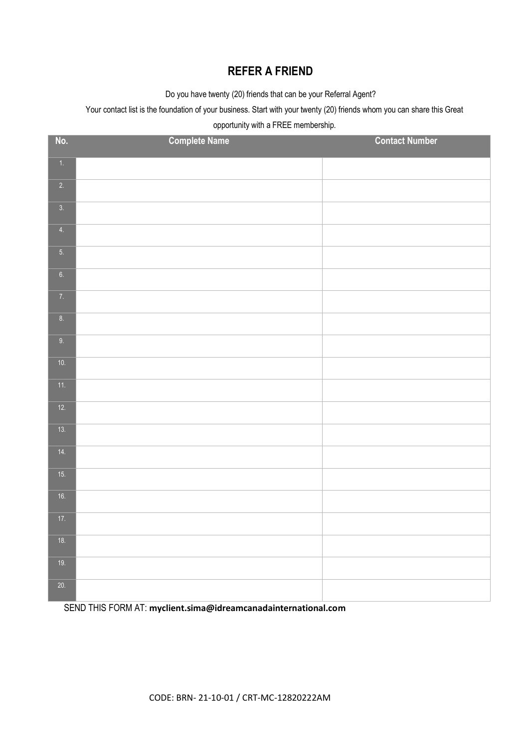# REFER A FRIEND

Do you have twenty (20) friends that can be your Referral Agent?

Your contact list is the foundation of your business. Start with your twenty (20) friends whom you can share this Great opportunity with a FREE membership.

| No. | Complete Name | Contact Number |
|---|---|---|
| 1. | | |
| 2. | | |
| 3. | | |
| 4. | | |
| 5. | | |
| 6. | | |
| 7. | | |
| 8. | | |
| 9. | | |
| 10. | | |
| 11. | | |
| 12. | | |
| 13. | | |
| 14. | | |
| 15. | | |
| 16. | | |
| 17. | | |
| 18. | | |
| 19. | | |
| 20. | | |

SEND THIS FORM AT: **myclient.sima@idreamcanadainternational.com**

CODE: BRN- 21-10-01 / CRT-MC-12820222AM